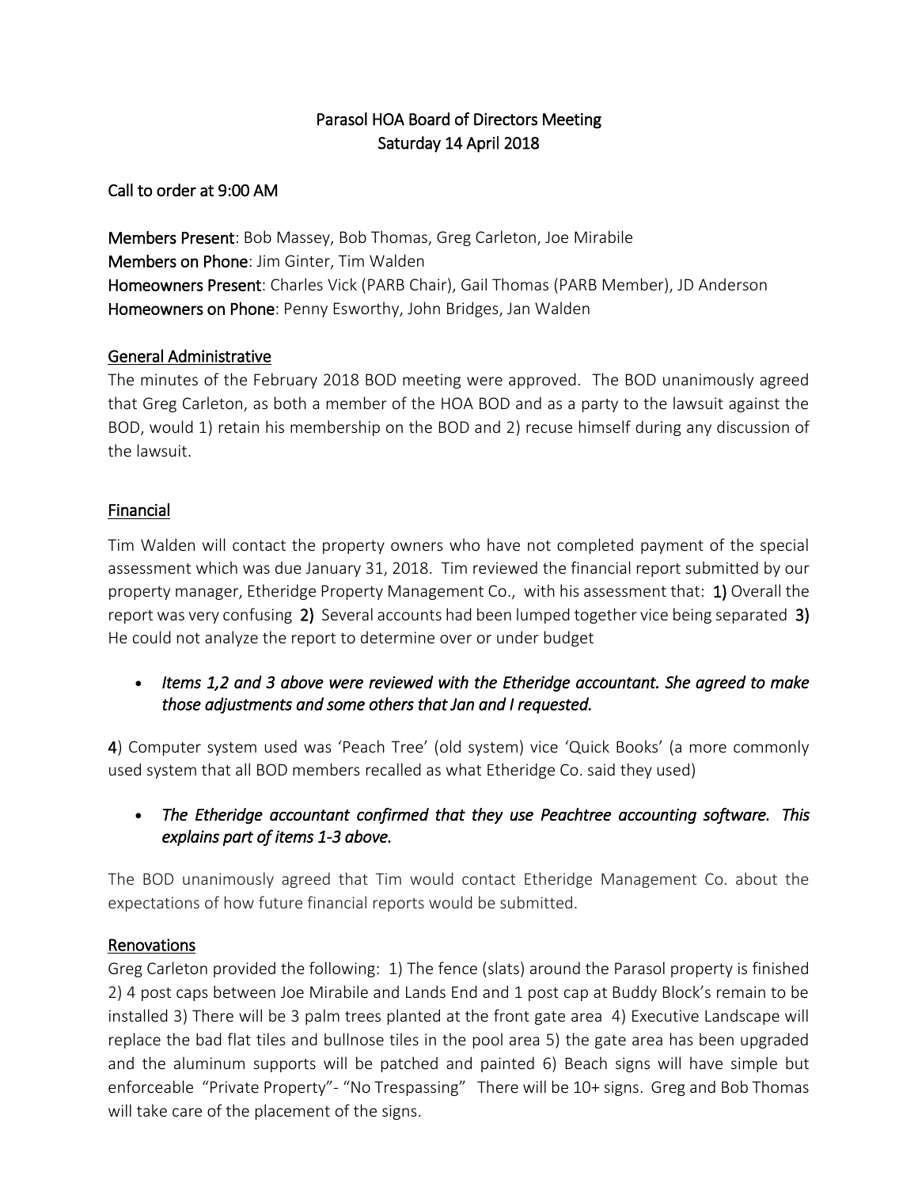# Parasol HOA Board of Directors Meeting
## Saturday 14 April 2018

Call to order at 9:00 AM

**Members Present**: Bob Massey, Bob Thomas, Greg Carleton, Joe Mirabile
**Members on Phone**: Jim Ginter, Tim Walden
**Homeowners Present**: Charles Vick (PARB Chair), Gail Thomas (PARB Member), JD Anderson
**Homeowners on Phone**: Penny Esworthy, John Bridges, Jan Walden

### General Administrative

The minutes of the February 2018 BOD meeting were approved. The BOD unanimously agreed that Greg Carleton, as both a member of the HOA BOD and as a party to the lawsuit against the BOD, would 1) retain his membership on the BOD and 2) recuse himself during any discussion of the lawsuit.

### Financial

Tim Walden will contact the property owners who have not completed payment of the special assessment which was due January 31, 2018. Tim reviewed the financial report submitted by our property manager, Etheridge Property Management Co., with his assessment that: **1)** Overall the report was very confusing **2)** Several accounts had been lumped together vice being separated **3)** He could not analyze the report to determine over or under budget

- *Items 1,2 and 3 above were reviewed with the Etheridge accountant. She agreed to make those adjustments and some others that Jan and I requested.*

**4**) Computer system used was 'Peach Tree' (old system) vice 'Quick Books' (a more commonly used system that all BOD members recalled as what Etheridge Co. said they used)

- *The Etheridge accountant confirmed that they use Peachtree accounting software. This explains part of items 1-3 above.*

The BOD unanimously agreed that Tim would contact Etheridge Management Co. about the expectations of how future financial reports would be submitted.

### Renovations

Greg Carleton provided the following: 1) The fence (slats) around the Parasol property is finished 2) 4 post caps between Joe Mirabile and Lands End and 1 post cap at Buddy Block's remain to be installed 3) There will be 3 palm trees planted at the front gate area 4) Executive Landscape will replace the bad flat tiles and bullnose tiles in the pool area 5) the gate area has been upgraded and the aluminum supports will be patched and painted 6) Beach signs will have simple but enforceable "Private Property"- "No Trespassing" There will be 10+ signs. Greg and Bob Thomas will take care of the placement of the signs.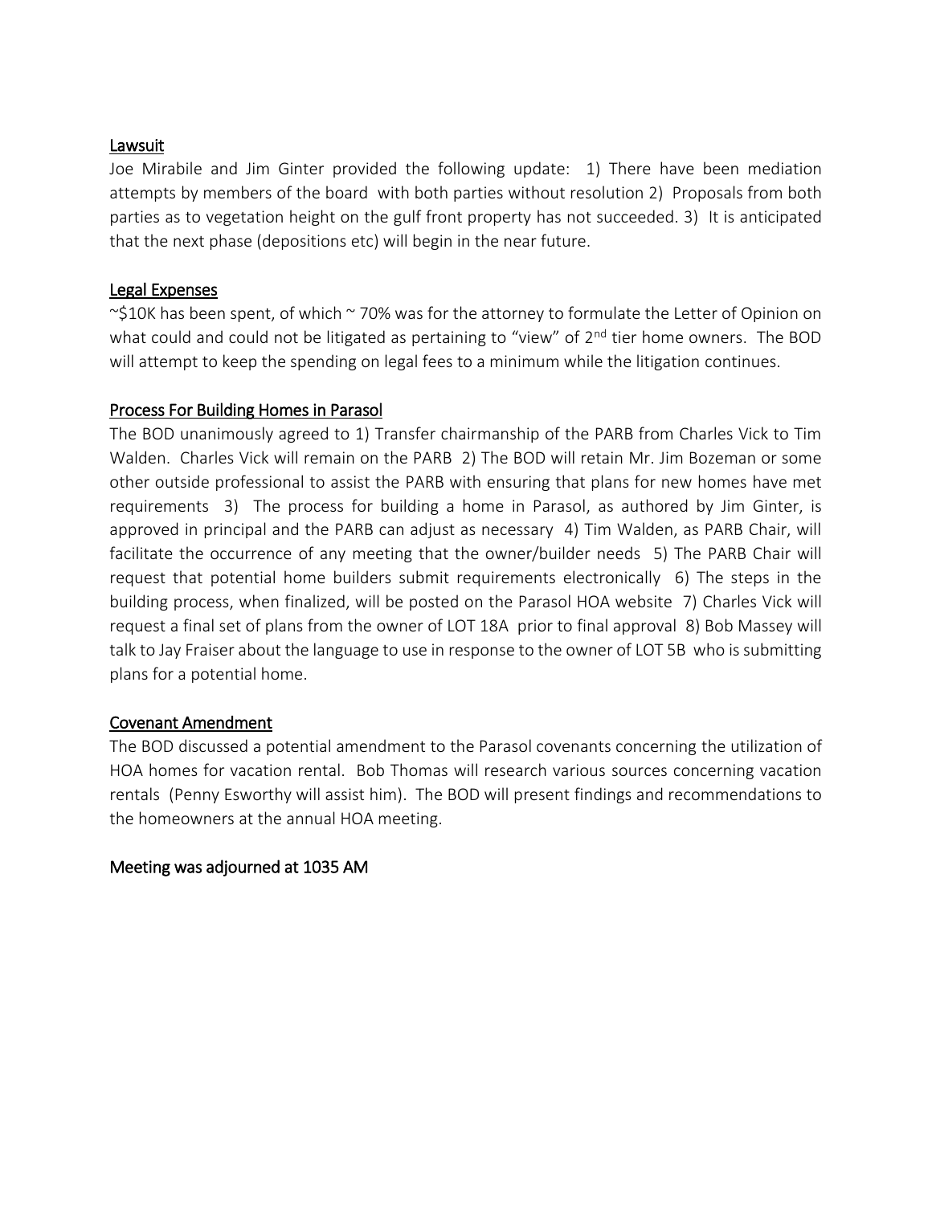## Lawsuit

Joe Mirabile and Jim Ginter provided the following update: 1) There have been mediation attempts by members of the board with both parties without resolution 2) Proposals from both parties as to vegetation height on the gulf front property has not succeeded. 3) It is anticipated that the next phase (depositions etc) will begin in the near future.

## Legal Expenses

~$10K has been spent, of which ~ 70% was for the attorney to formulate the Letter of Opinion on what could and could not be litigated as pertaining to "view" of 2nd tier home owners. The BOD will attempt to keep the spending on legal fees to a minimum while the litigation continues.

## Process For Building Homes in Parasol

The BOD unanimously agreed to 1) Transfer chairmanship of the PARB from Charles Vick to Tim Walden. Charles Vick will remain on the PARB 2) The BOD will retain Mr. Jim Bozeman or some other outside professional to assist the PARB with ensuring that plans for new homes have met requirements 3) The process for building a home in Parasol, as authored by Jim Ginter, is approved in principal and the PARB can adjust as necessary 4) Tim Walden, as PARB Chair, will facilitate the occurrence of any meeting that the owner/builder needs 5) The PARB Chair will request that potential home builders submit requirements electronically 6) The steps in the building process, when finalized, will be posted on the Parasol HOA website 7) Charles Vick will request a final set of plans from the owner of LOT 18A prior to final approval 8) Bob Massey will talk to Jay Fraiser about the language to use in response to the owner of LOT 5B who is submitting plans for a potential home.

## Covenant Amendment

The BOD discussed a potential amendment to the Parasol covenants concerning the utilization of HOA homes for vacation rental. Bob Thomas will research various sources concerning vacation rentals (Penny Esworthy will assist him). The BOD will present findings and recommendations to the homeowners at the annual HOA meeting.

## Meeting was adjourned at 1035 AM